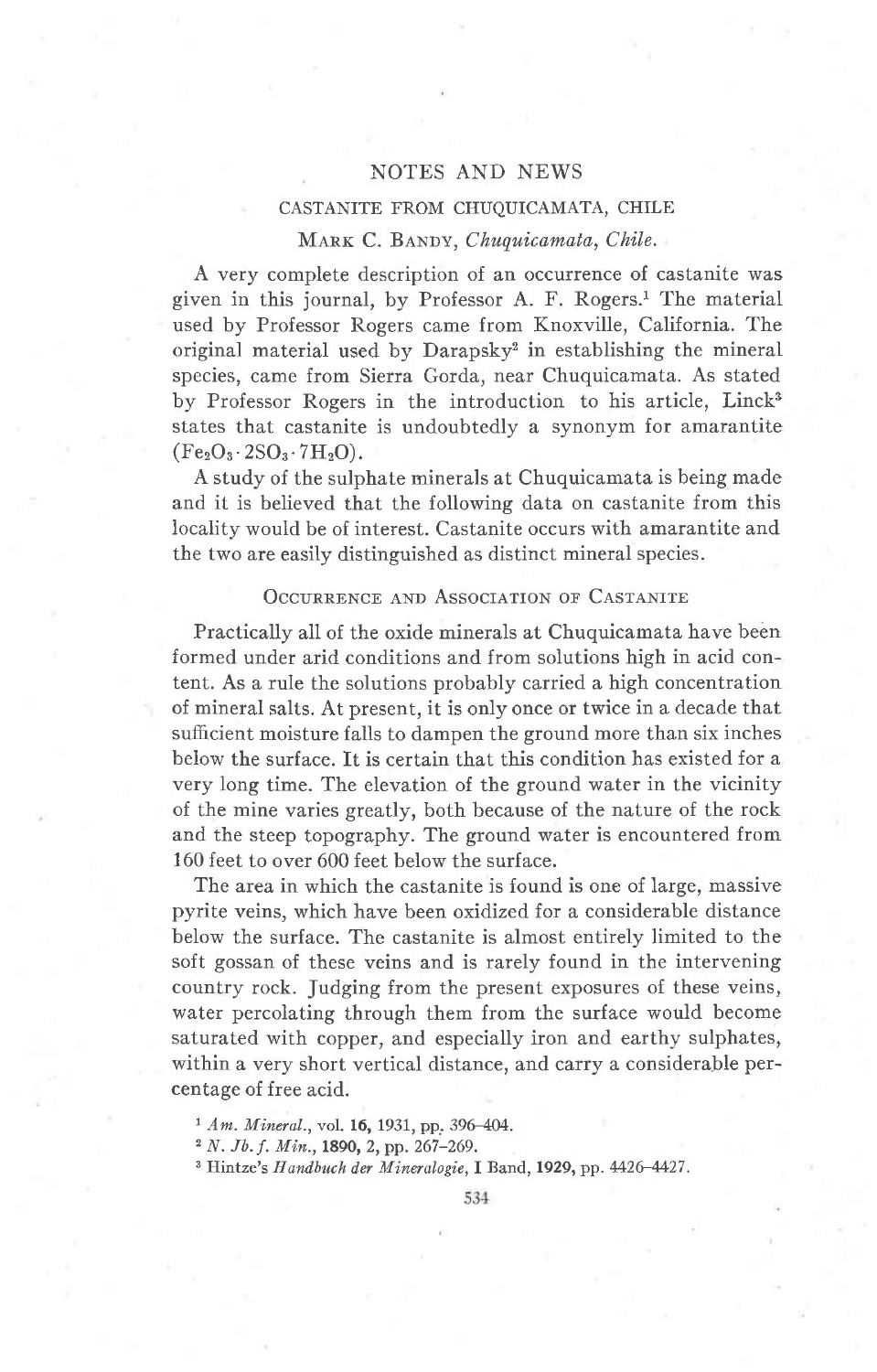# NOTES AND NEWS

## CASTANITE FROM CHUQUICAMATA, CHILE

MARK C. BANDY, *Chuquicamata, Chile.*

A very complete description of an occurrence of castanite was given in this journal, by Professor A. F. Rogers.[1] The material used by Professor Rogers came from Knoxville, California. The original material used by Darapsky[2] in establishing the mineral species, came from Sierra Gorda, near Chuquicamata. As stated by Professor Rogers in the introduction to his article, Linck[3] states that castanite is undoubtedly a synonym for amarantite ($Fe_2O_3 \cdot 2SO_3 \cdot 7H_2O$).

A study of the sulphate minerals at Chuquicamata is being made and it is believed that the following data on castanite from this locality would be of interest. Castanite occurs with amarantite and the two are easily distinguished as distinct mineral species.

### OCCURRENCE AND ASSOCIATION OF CASTANITE

Practically all of the oxide minerals at Chuquicamata have been formed under arid conditions and from solutions high in acid content. As a rule the solutions probably carried a high concentration of mineral salts. At present, it is only once or twice in a decade that sufficient moisture falls to dampen the ground more than six inches below the surface. It is certain that this condition has existed for a very long time. The elevation of the ground water in the vicinity of the mine varies greatly, both because of the nature of the rock and the steep topography. The ground water is encountered from 160 feet to over 600 feet below the surface.

The area in which the castanite is found is one of large, massive pyrite veins, which have been oxidized for a considerable distance below the surface. The castanite is almost entirely limited to the soft gossan of these veins and is rarely found in the intervening country rock. Judging from the present exposures of these veins, water percolating through them from the surface would become saturated with copper, and especially iron and earthy sulphates, within a very short vertical distance, and carry a considerable percentage of free acid.

[1] *Am. Mineral.*, vol. **16**, 1931, pp. 396–404.

[2] *N. Jb. f. Min.*, **1890**, 2, pp. 267–269.

[3] Hintze's *Handbuch der Mineralogie*, I Band, **1929**, pp. 4426–4427.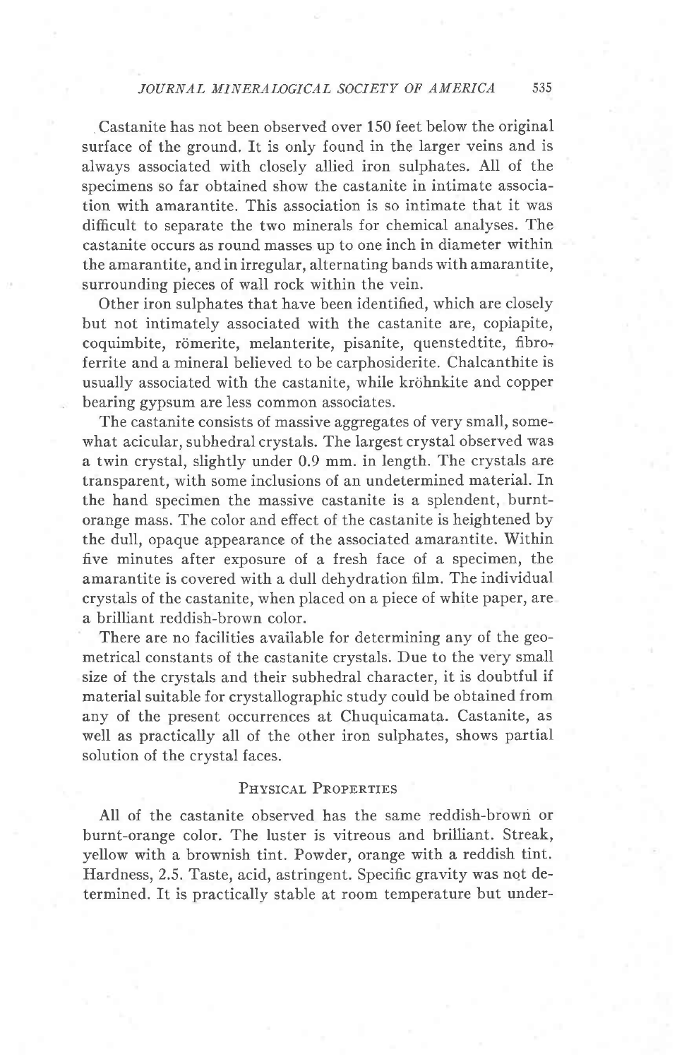Castanite has not been observed over 150 feet below the original surface of the ground. It is only found in the larger veins and is always associated with closely allied iron sulphates. All of the specimens so far obtained show the castanite in intimate association with amarantite. This association is so intimate that it was difficult to separate the two minerals for chemical analyses. The castanite occurs as round masses up to one inch in diameter within the amarantite, and in irregular, alternating bands with amarantite, surrounding pieces of wall rock within the vein.

Other iron sulphates that have been identified, which are closely but not intimately associated with the castanite are, copiapite, coquimbite, römerite, melanterite, pisanite, quenstedtite, fibroferrite and a mineral believed to be carphosiderite. Chalcanthite is usually associated with the castanite, while kröhnkite and copper bearing gypsum are less common associates.

The castanite consists of massive aggregates of very small, somewhat acicular, subhedral crystals. The largest crystal observed was a twin crystal, slightly under 0.9 mm. in length. The crystals are transparent, with some inclusions of an undetermined material. In the hand specimen the massive castanite is a splendent, burnt-orange mass. The color and effect of the castanite is heightened by the dull, opaque appearance of the associated amarantite. Within five minutes after exposure of a fresh face of a specimen, the amarantite is covered with a dull dehydration film. The individual crystals of the castanite, when placed on a piece of white paper, are a brilliant reddish-brown color.

There are no facilities available for determining any of the geometrical constants of the castanite crystals. Due to the very small size of the crystals and their subhedral character, it is doubtful if material suitable for crystallographic study could be obtained from any of the present occurrences at Chuquicamata. Castanite, as well as practically all of the other iron sulphates, shows partial solution of the crystal faces.

## Physical Properties

All of the castanite observed has the same reddish-brown or burnt-orange color. The luster is vitreous and brilliant. Streak, yellow with a brownish tint. Powder, orange with a reddish tint. Hardness, 2.5. Taste, acid, astringent. Specific gravity was not determined. It is practically stable at room temperature but under-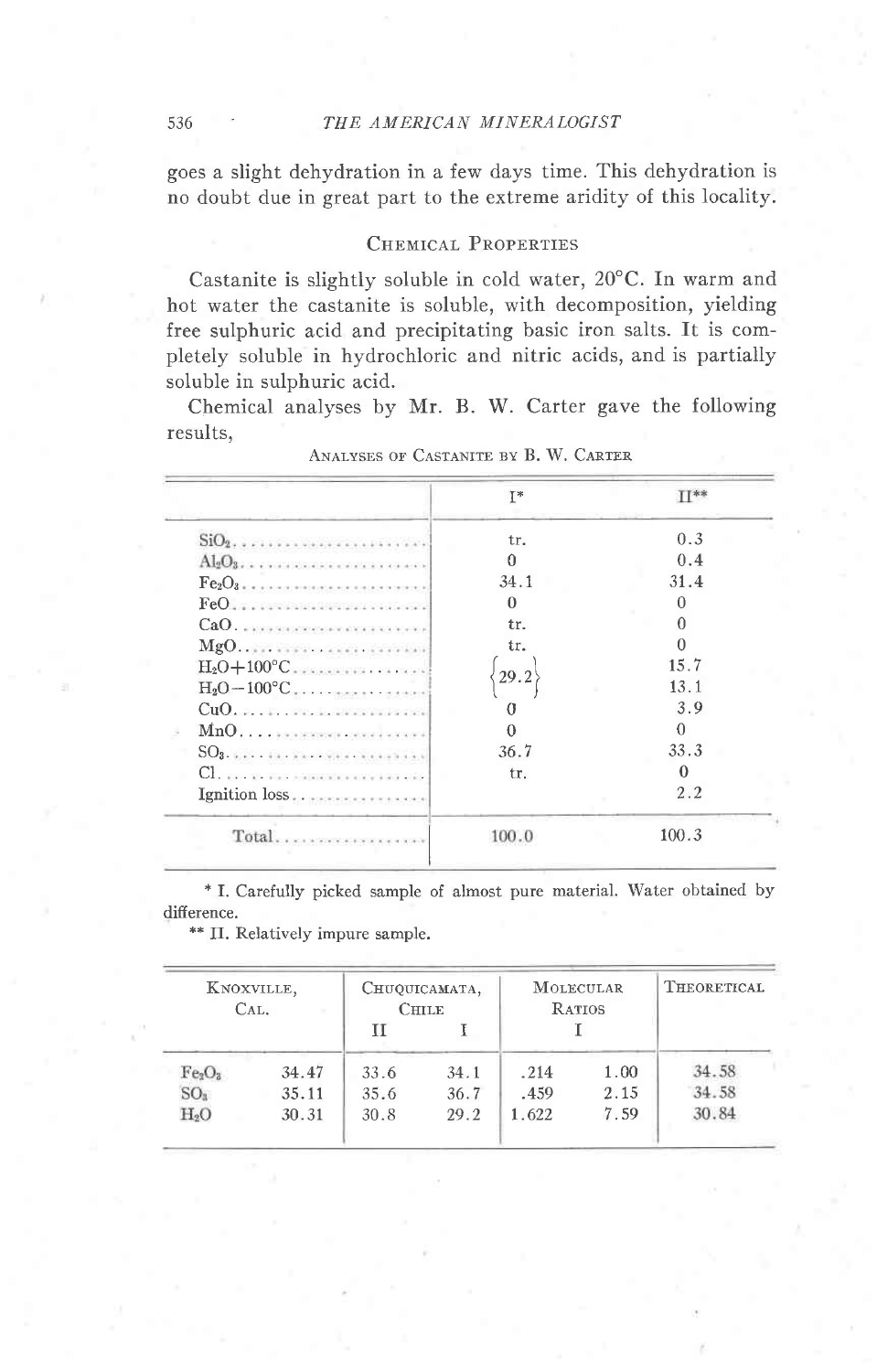goes a slight dehydration in a few days time. This dehydration is no doubt due in great part to the extreme aridity of this locality.

## Chemical Properties

Castanite is slightly soluble in cold water, 20°C. In warm and hot water the castanite is soluble, with decomposition, yielding free sulphuric acid and precipitating basic iron salts. It is completely soluble in hydrochloric and nitric acids, and is partially soluble in sulphuric acid.

Chemical analyses by Mr. B. W. Carter gave the following results,

Analyses of Castanite by B. W. Carter

| | I* | II** |
|---|---|---|
| $SiO_2$ | tr. | 0.3 |
| $Al_2O_3$ | 0 | 0.4 |
| $Fe_2O_3$ | 34.1 | 31.4 |
| FeO | 0 | 0 |
| CaO | tr. | 0 |
| MgO | tr. | 0 |
| $H_2O+100°C$ | 29.2 | 15.7 |
| $H_2O-100°C$ | | 13.1 |
| CuO | 0 | 3.9 |
| MnO | 0 | 0 |
| $SO_3$ | 36.7 | 33.3 |
| Cl | tr. | 0 |
| Ignition loss | | 2.2 |
| Total | 100.0 | 100.3 |

\* I. Carefully picked sample of almost pure material. Water obtained by difference.

\*\* II. Relatively impure sample.

| Knoxville, Cal. | | Chuquicamata, Chile II | Chuquicamata, Chile I | Molecular Ratios I | | Theoretical |
|---|---|---|---|---|---|---|
| $Fe_2O_3$ | 34.47 | 33.6 | 34.1 | .214 | 1.00 | 34.58 |
| $SO_3$ | 35.11 | 35.6 | 36.7 | .459 | 2.15 | 34.58 |
| $H_2O$ | 30.31 | 30.8 | 29.2 | 1.622 | 7.59 | 30.84 |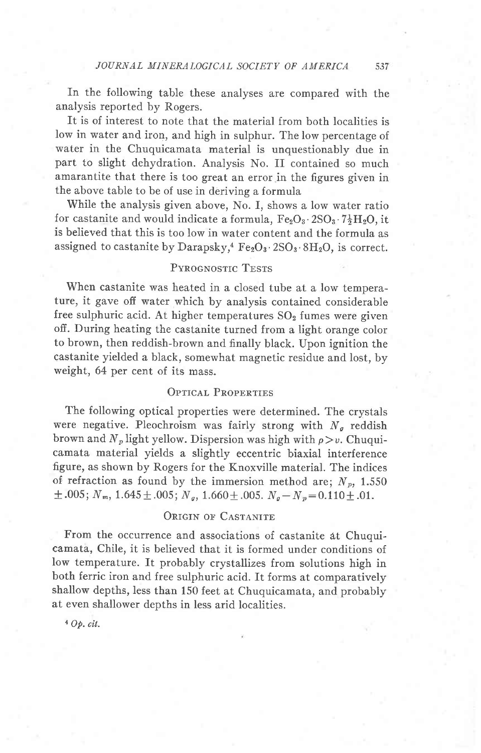In the following table these analyses are compared with the analysis reported by Rogers.

It is of interest to note that the material from both localities is low in water and iron, and high in sulphur. The low percentage of water in the Chuquicamata material is unquestionably due in part to slight dehydration. Analysis No. II contained so much amarantite that there is too great an error in the figures given in the above table to be of use in deriving a formula

While the analysis given above, No. I, shows a low water ratio for castanite and would indicate a formula, $Fe_2O_3 \cdot 2SO_3 \cdot 7\frac{1}{2}H_2O$, it is believed that this is too low in water content and the formula as assigned to castanite by Darapsky,[4] $Fe_2O_3 \cdot 2SO_3 \cdot 8H_2O$, is correct.

## Pyrognostic Tests

When castanite was heated in a closed tube at a low temperature, it gave off water which by analysis contained considerable free sulphuric acid. At higher temperatures $SO_2$ fumes were given off. During heating the castanite turned from a light orange color to brown, then reddish-brown and finally black. Upon ignition the castanite yielded a black, somewhat magnetic residue and lost, by weight, 64 per cent of its mass.

## Optical Properties

The following optical properties were determined. The crystals were negative. Pleochroism was fairly strong with $N_g$ reddish brown and $N_p$ light yellow. Dispersion was high with $\rho > v$. Chuquicamata material yields a slightly eccentric biaxial interference figure, as shown by Rogers for the Knoxville material. The indices of refraction as found by the immersion method are; $N_p$, 1.550 $\pm .005$; $N_m$, 1.645 $\pm .005$; $N_g$, 1.660 $\pm .005$. $N_g - N_p = 0.110 \pm .01$.

## Origin of Castanite

From the occurrence and associations of castanite at Chuquicamata, Chile, it is believed that it is formed under conditions of low temperature. It probably crystallizes from solutions high in both ferric iron and free sulphuric acid. It forms at comparatively shallow depths, less than 150 feet at Chuquicamata, and probably at even shallower depths in less arid localities.

[4] *Op. cit.*